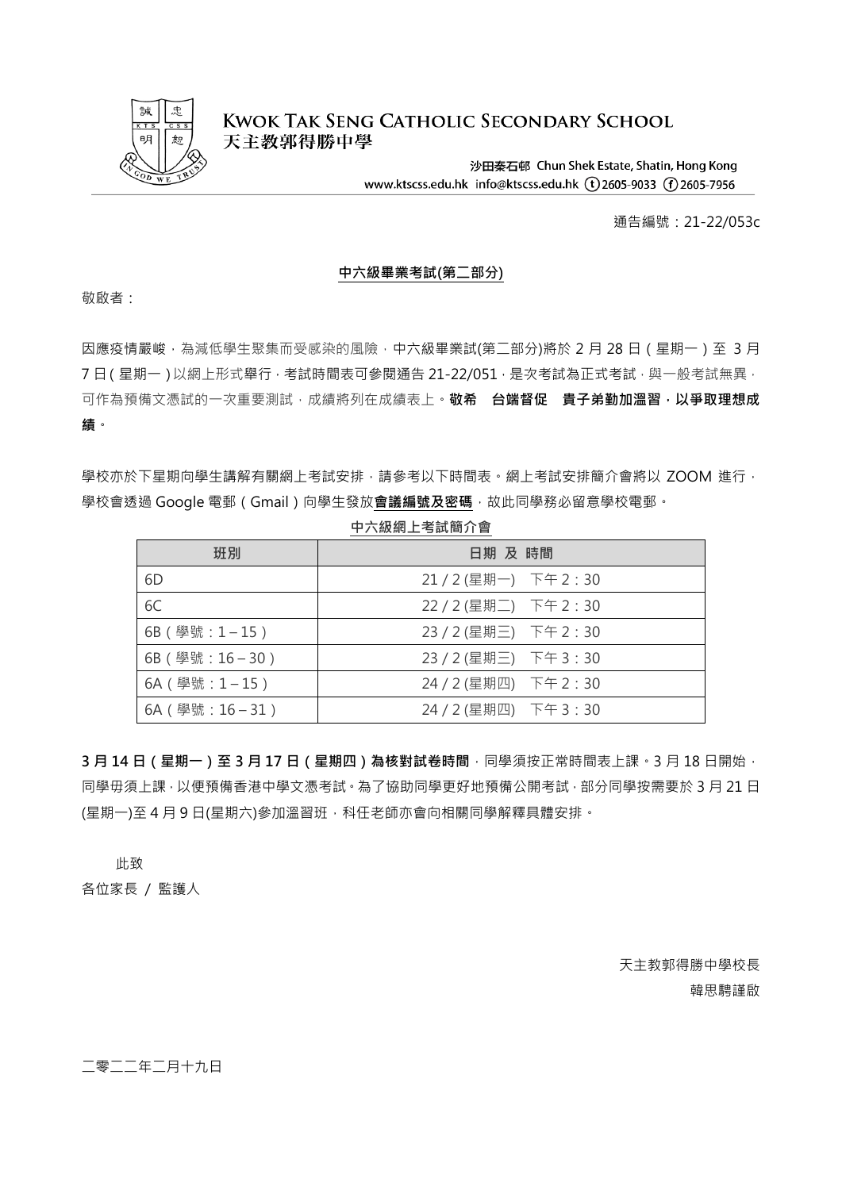**KWOK TAK SENG CATHOLIC SECONDARY SCHOOL**
**天主教郭得勝中學**

沙田秦石邨 Chun Shek Estate, Shatin, Hong Kong
www.ktscss.edu.hk info@ktscss.edu.hk (t) 2605-9033 (f) 2605-7956

通告編號：21-22/053c

**中六級畢業考試(第二部分)**

敬啟者：

因應疫情嚴峻，為減低學生聚集而受感染的風險，中六級畢業試(第二部分)將於 2 月 28 日（星期一）至 3 月 7 日（星期一）以網上形式舉行，考試時間表可參閱通告 21-22/051，是次考試為正式考試，與一般考試無異，可作為預備文憑試的一次重要測試，成績將列在成績表上。**敬希　台端督促　貴子弟勤加溫習，以爭取理想成績。**

學校亦於下星期向學生講解有關網上考試安排，請參考以下時間表。網上考試安排簡介會將以 ZOOM 進行，學校會透過 Google 電郵（Gmail）向學生發放**會議編號及密碼**，故此同學務必留意學校電郵。

**中六級網上考試簡介會**

| 班別 | 日期 及 時間 |
|---|---|
| 6D | 21 / 2 (星期一)　下午 2：30 |
| 6C | 22 / 2 (星期二)　下午 2：30 |
| 6B（學號：1 – 15） | 23 / 2 (星期三)　下午 2：30 |
| 6B（學號：16 – 30） | 23 / 2 (星期三)　下午 3：30 |
| 6A（學號：1 – 15） | 24 / 2 (星期四)　下午 2：30 |
| 6A（學號：16 – 31） | 24 / 2 (星期四)　下午 3：30 |

**3 月 14 日（星期一）至 3 月 17 日（星期四）為核對試卷時間**，同學須按正常時間表上課。3 月 18 日開始，同學毋須上課，以便預備香港中學文憑考試。為了協助同學更好地預備公開考試，部分同學按需要於 3 月 21 日(星期一)至 4 月 9 日(星期六)參加溫習班，科任老師亦會向相關同學解釋具體安排。

此致

各位家長 / 監護人

天主教郭得勝中學校長

韓思騁謹啟

二零二二年二月十九日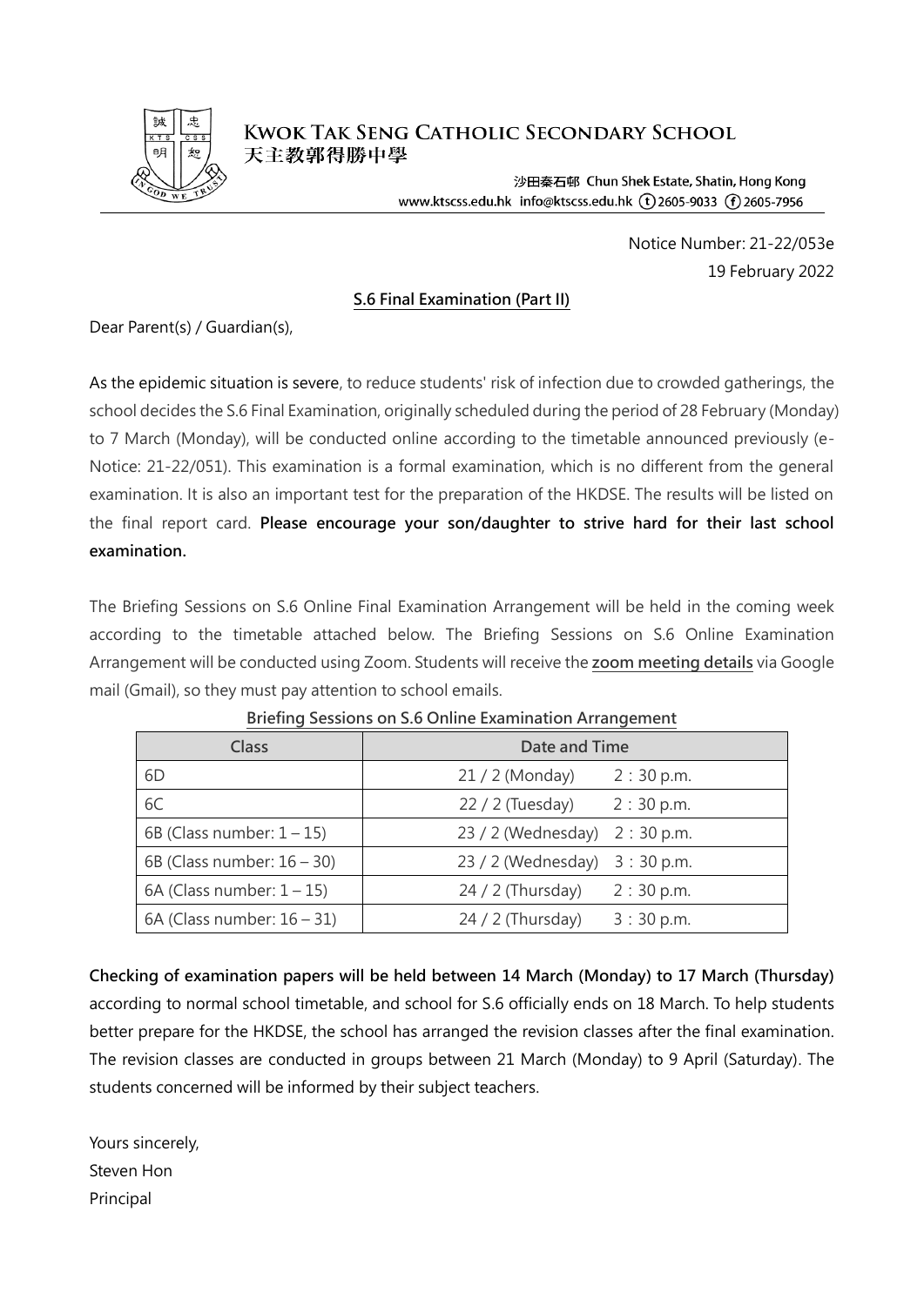**Kwok Tak Seng Catholic Secondary School**
天主教郭得勝中學

沙田秦石邨 Chun Shek Estate, Shatin, Hong Kong
www.ktscss.edu.hk info@ktscss.edu.hk (t) 2605-9033 (f) 2605-7956

Notice Number: 21-22/053e
19 February 2022

**S.6 Final Examination (Part II)**

Dear Parent(s) / Guardian(s),

As the epidemic situation is severe, to reduce students' risk of infection due to crowded gatherings, the school decides the S.6 Final Examination, originally scheduled during the period of 28 February (Monday) to 7 March (Monday), will be conducted online according to the timetable announced previously (e-Notice: 21-22/051). This examination is a formal examination, which is no different from the general examination. It is also an important test for the preparation of the HKDSE. The results will be listed on the final report card. **Please encourage your son/daughter to strive hard for their last school examination.**

The Briefing Sessions on S.6 Online Final Examination Arrangement will be held in the coming week according to the timetable attached below. The Briefing Sessions on S.6 Online Examination Arrangement will be conducted using Zoom. Students will receive the **zoom meeting details** via Google mail (Gmail), so they must pay attention to school emails.

**Briefing Sessions on S.6 Online Examination Arrangement**

| Class | Date and Time |
| --- | --- |
| 6D | 21 / 2 (Monday) 2 : 30 p.m. |
| 6C | 22 / 2 (Tuesday) 2 : 30 p.m. |
| 6B (Class number: 1 – 15) | 23 / 2 (Wednesday) 2 : 30 p.m. |
| 6B (Class number: 16 – 30) | 23 / 2 (Wednesday) 3 : 30 p.m. |
| 6A (Class number: 1 – 15) | 24 / 2 (Thursday) 2 : 30 p.m. |
| 6A (Class number: 16 – 31) | 24 / 2 (Thursday) 3 : 30 p.m. |

**Checking of examination papers will be held between 14 March (Monday) to 17 March (Thursday)** according to normal school timetable, and school for S.6 officially ends on 18 March. To help students better prepare for the HKDSE, the school has arranged the revision classes after the final examination. The revision classes are conducted in groups between 21 March (Monday) to 9 April (Saturday). The students concerned will be informed by their subject teachers.

Yours sincerely,
Steven Hon
Principal